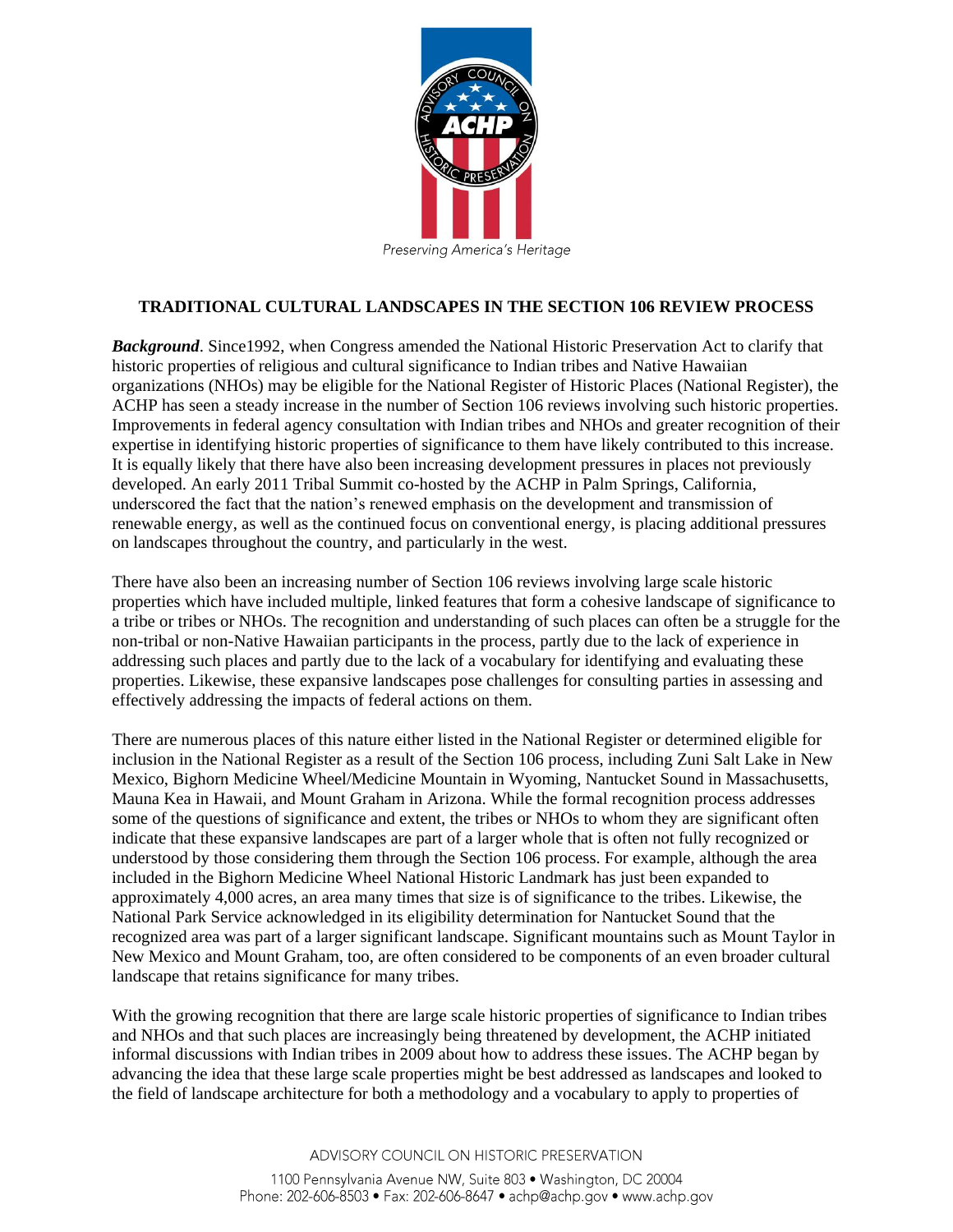# TRADITIONAL CULTURAL LANDSCAPES IN THE SECTION 106 REVIEW PROCESS

***Background***. Since1992, when Congress amended the National Historic Preservation Act to clarify that historic properties of religious and cultural significance to Indian tribes and Native Hawaiian organizations (NHOs) may be eligible for the National Register of Historic Places (National Register), the ACHP has seen a steady increase in the number of Section 106 reviews involving such historic properties. Improvements in federal agency consultation with Indian tribes and NHOs and greater recognition of their expertise in identifying historic properties of significance to them have likely contributed to this increase. It is equally likely that there have also been increasing development pressures in places not previously developed. An early 2011 Tribal Summit co-hosted by the ACHP in Palm Springs, California, underscored the fact that the nation's renewed emphasis on the development and transmission of renewable energy, as well as the continued focus on conventional energy, is placing additional pressures on landscapes throughout the country, and particularly in the west.

There have also been an increasing number of Section 106 reviews involving large scale historic properties which have included multiple, linked features that form a cohesive landscape of significance to a tribe or tribes or NHOs. The recognition and understanding of such places can often be a struggle for the non-tribal or non-Native Hawaiian participants in the process, partly due to the lack of experience in addressing such places and partly due to the lack of a vocabulary for identifying and evaluating these properties. Likewise, these expansive landscapes pose challenges for consulting parties in assessing and effectively addressing the impacts of federal actions on them.

There are numerous places of this nature either listed in the National Register or determined eligible for inclusion in the National Register as a result of the Section 106 process, including Zuni Salt Lake in New Mexico, Bighorn Medicine Wheel/Medicine Mountain in Wyoming, Nantucket Sound in Massachusetts, Mauna Kea in Hawaii, and Mount Graham in Arizona. While the formal recognition process addresses some of the questions of significance and extent, the tribes or NHOs to whom they are significant often indicate that these expansive landscapes are part of a larger whole that is often not fully recognized or understood by those considering them through the Section 106 process. For example, although the area included in the Bighorn Medicine Wheel National Historic Landmark has just been expanded to approximately 4,000 acres, an area many times that size is of significance to the tribes. Likewise, the National Park Service acknowledged in its eligibility determination for Nantucket Sound that the recognized area was part of a larger significant landscape. Significant mountains such as Mount Taylor in New Mexico and Mount Graham, too, are often considered to be components of an even broader cultural landscape that retains significance for many tribes.

With the growing recognition that there are large scale historic properties of significance to Indian tribes and NHOs and that such places are increasingly being threatened by development, the ACHP initiated informal discussions with Indian tribes in 2009 about how to address these issues. The ACHP began by advancing the idea that these large scale properties might be best addressed as landscapes and looked to the field of landscape architecture for both a methodology and a vocabulary to apply to properties of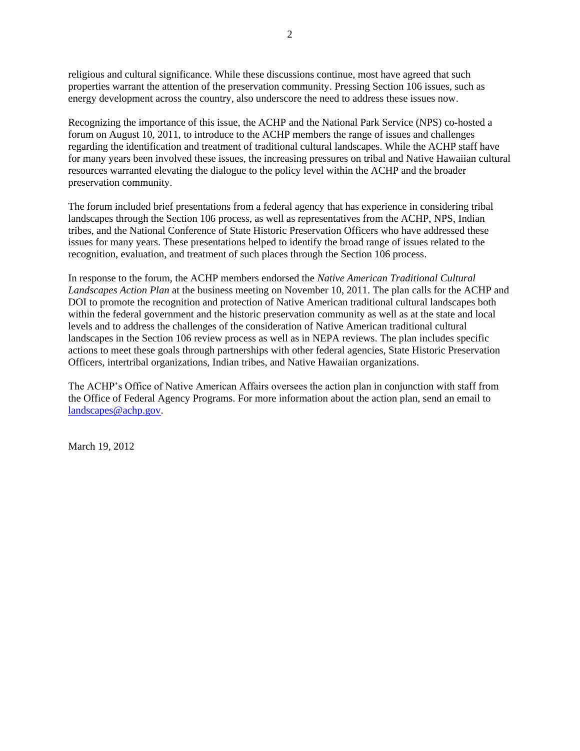religious and cultural significance. While these discussions continue, most have agreed that such properties warrant the attention of the preservation community. Pressing Section 106 issues, such as energy development across the country, also underscore the need to address these issues now.

Recognizing the importance of this issue, the ACHP and the National Park Service (NPS) co-hosted a forum on August 10, 2011, to introduce to the ACHP members the range of issues and challenges regarding the identification and treatment of traditional cultural landscapes. While the ACHP staff have for many years been involved these issues, the increasing pressures on tribal and Native Hawaiian cultural resources warranted elevating the dialogue to the policy level within the ACHP and the broader preservation community.

The forum included brief presentations from a federal agency that has experience in considering tribal landscapes through the Section 106 process, as well as representatives from the ACHP, NPS, Indian tribes, and the National Conference of State Historic Preservation Officers who have addressed these issues for many years. These presentations helped to identify the broad range of issues related to the recognition, evaluation, and treatment of such places through the Section 106 process.

In response to the forum, the ACHP members endorsed the *Native American Traditional Cultural Landscapes Action Plan* at the business meeting on November 10, 2011. The plan calls for the ACHP and DOI to promote the recognition and protection of Native American traditional cultural landscapes both within the federal government and the historic preservation community as well as at the state and local levels and to address the challenges of the consideration of Native American traditional cultural landscapes in the Section 106 review process as well as in NEPA reviews. The plan includes specific actions to meet these goals through partnerships with other federal agencies, State Historic Preservation Officers, intertribal organizations, Indian tribes, and Native Hawaiian organizations.

The ACHP's Office of Native American Affairs oversees the action plan in conjunction with staff from the Office of Federal Agency Programs. For more information about the action plan, send an email to landscapes@achp.gov.

March 19, 2012